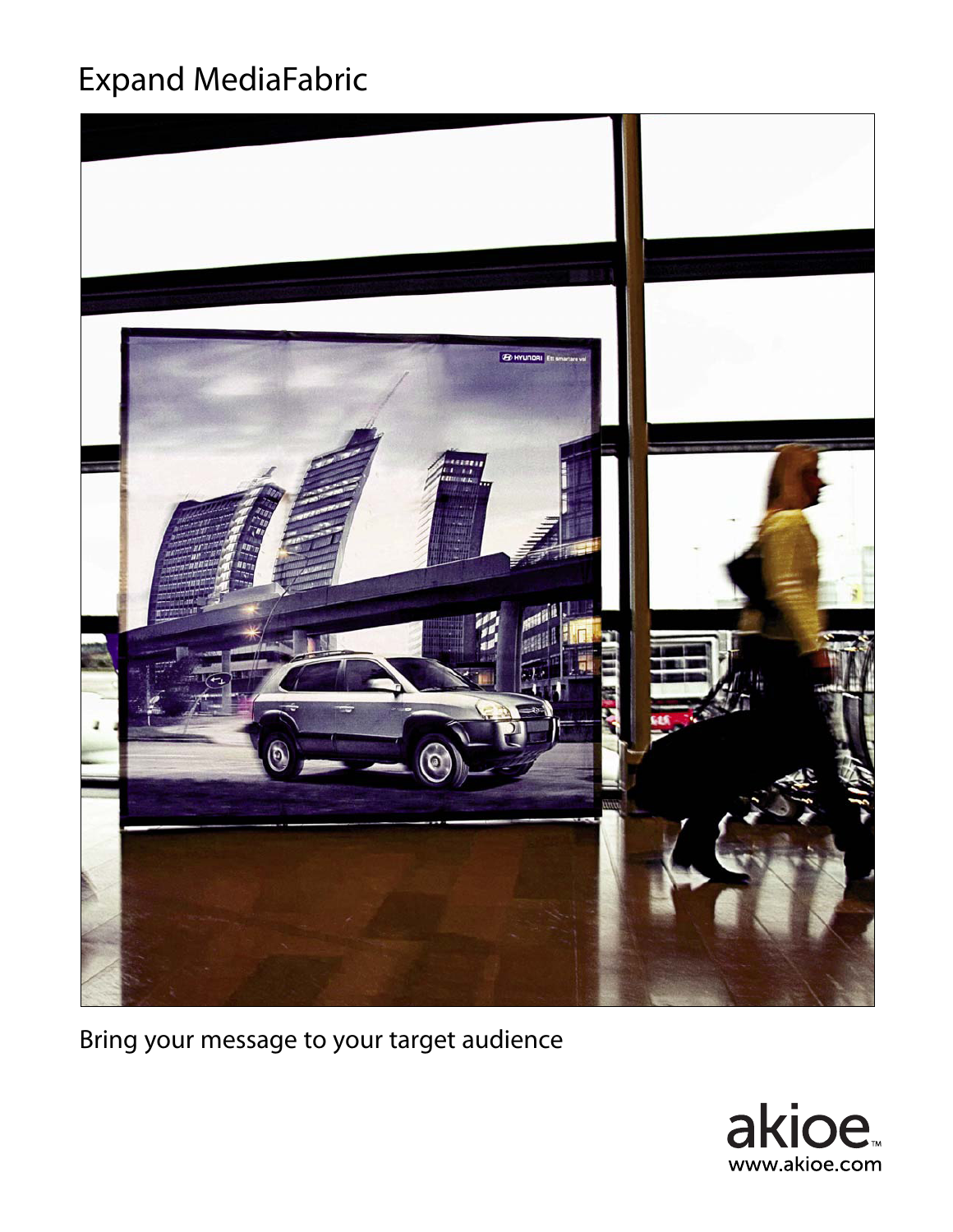# Expand MediaFabric

Bring your message to your target audience

akioe™
www.akioe.com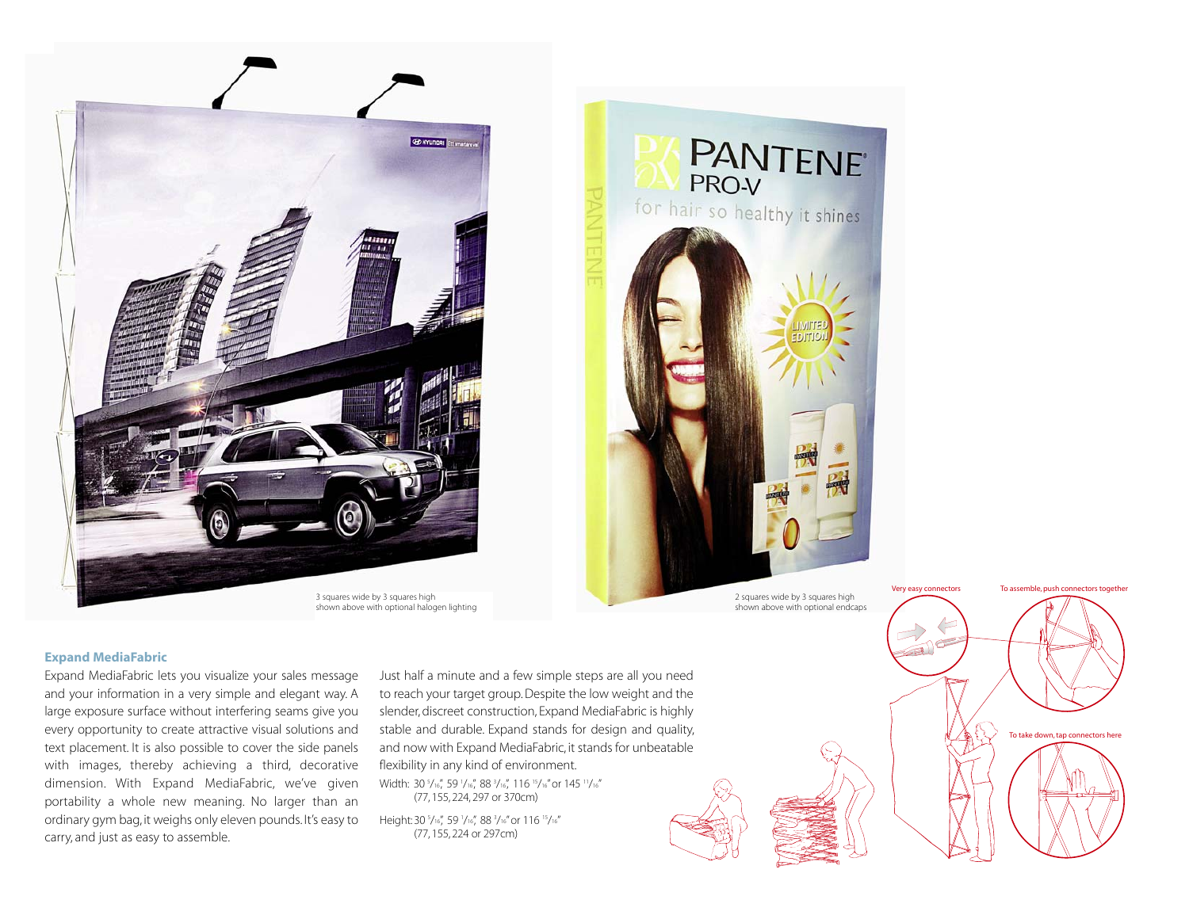3 squares wide by 3 squares high
shown above with optional halogen lighting

2 squares wide by 3 squares high
shown above with optional endcaps

Very easy connectors

To assemble, push connectors together

To take down, tap connectors here

### Expand MediaFabric

Expand MediaFabric lets you visualize your sales message and your information in a very simple and elegant way. A large exposure surface without interfering seams give you every opportunity to create attractive visual solutions and text placement. It is also possible to cover the side panels with images, thereby achieving a third, decorative dimension. With Expand MediaFabric, we've given portability a whole new meaning. No larger than an ordinary gym bag, it weighs only eleven pounds. It's easy to carry, and just as easy to assemble.

Just half a minute and a few simple steps are all you need to reach your target group. Despite the low weight and the slender, discreet construction, Expand MediaFabric is highly stable and durable. Expand stands for design and quality, and now with Expand MediaFabric, it stands for unbeatable flexibility in any kind of environment.

Width: 30 5/16", 59 1/16", 88 3/16", 116 15/16" or 145 11/16"
(77, 155, 224, 297 or 370cm)

Height: 30 5/16", 59 1/16", 88 3/16" or 116 15/16"
(77, 155, 224 or 297cm)